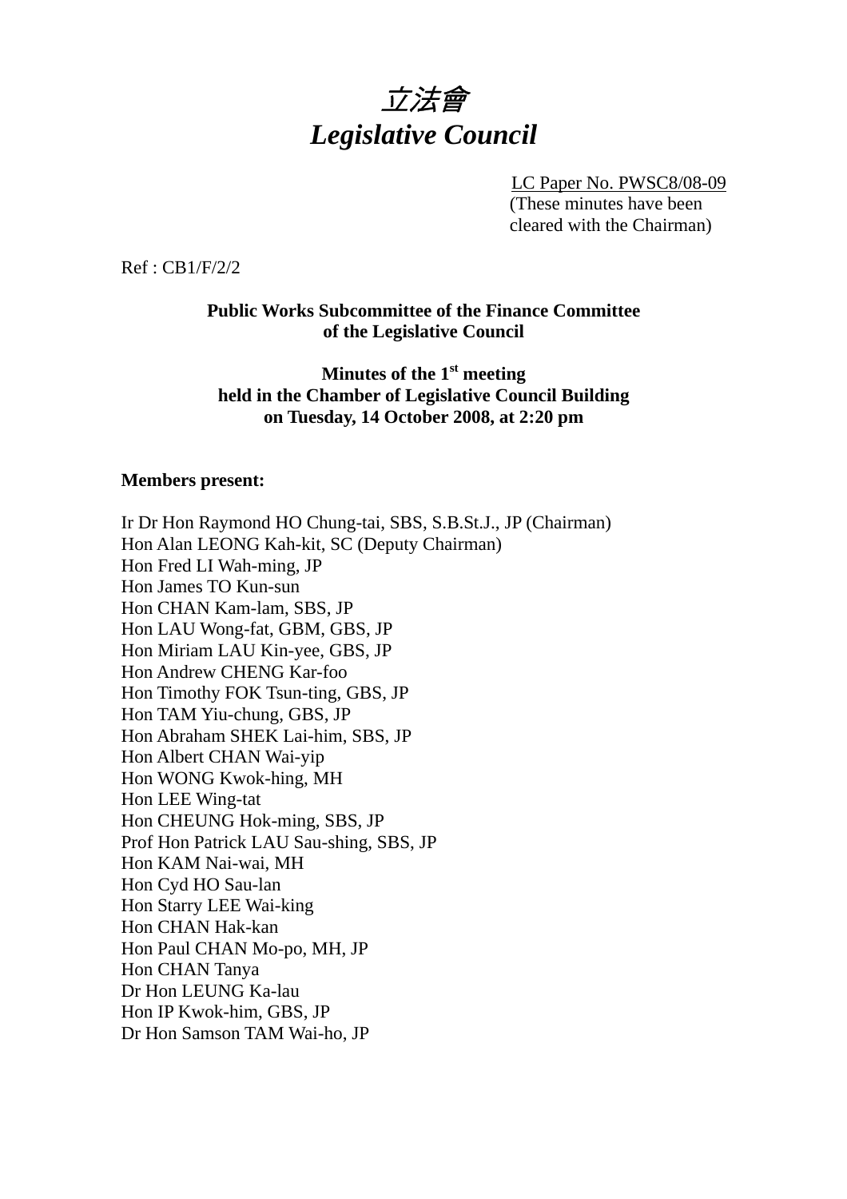# *立法會*
# *Legislative Council*

LC Paper No. PWSC8/08-09
(These minutes have been cleared with the Chairman)

Ref : CB1/F/2/2

**Public Works Subcommittee of the Finance Committee of the Legislative Council**

**Minutes of the 1st meeting held in the Chamber of Legislative Council Building on Tuesday, 14 October 2008, at 2:20 pm**

**Members present:**

Ir Dr Hon Raymond HO Chung-tai, SBS, S.B.St.J., JP (Chairman)
Hon Alan LEONG Kah-kit, SC (Deputy Chairman)
Hon Fred LI Wah-ming, JP
Hon James TO Kun-sun
Hon CHAN Kam-lam, SBS, JP
Hon LAU Wong-fat, GBM, GBS, JP
Hon Miriam LAU Kin-yee, GBS, JP
Hon Andrew CHENG Kar-foo
Hon Timothy FOK Tsun-ting, GBS, JP
Hon TAM Yiu-chung, GBS, JP
Hon Abraham SHEK Lai-him, SBS, JP
Hon Albert CHAN Wai-yip
Hon WONG Kwok-hing, MH
Hon LEE Wing-tat
Hon CHEUNG Hok-ming, SBS, JP
Prof Hon Patrick LAU Sau-shing, SBS, JP
Hon KAM Nai-wai, MH
Hon Cyd HO Sau-lan
Hon Starry LEE Wai-king
Hon CHAN Hak-kan
Hon Paul CHAN Mo-po, MH, JP
Hon CHAN Tanya
Dr Hon LEUNG Ka-lau
Hon IP Kwok-him, GBS, JP
Dr Hon Samson TAM Wai-ho, JP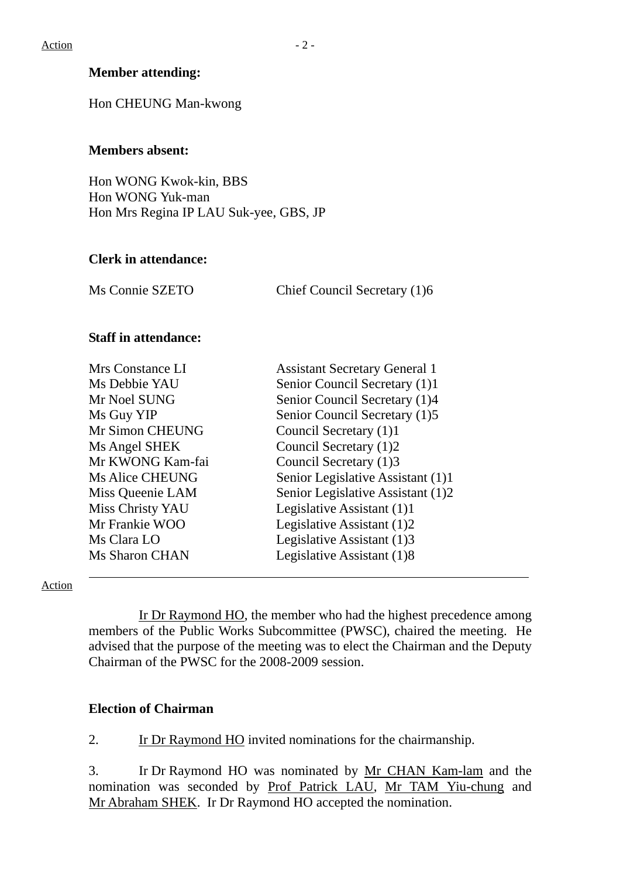Action

**Member attending:**

Hon CHEUNG Man-kwong

**Members absent:**

Hon WONG Kwok-kin, BBS
Hon WONG Yuk-man
Hon Mrs Regina IP LAU Suk-yee, GBS, JP

**Clerk in attendance:**

| | |
|---|---|
| Ms Connie SZETO | Chief Council Secretary (1)6 |

**Staff in attendance:**

| | |
|---|---|
| Mrs Constance LI | Assistant Secretary General 1 |
| Ms Debbie YAU | Senior Council Secretary (1)1 |
| Mr Noel SUNG | Senior Council Secretary (1)4 |
| Ms Guy YIP | Senior Council Secretary (1)5 |
| Mr Simon CHEUNG | Council Secretary (1)1 |
| Ms Angel SHEK | Council Secretary (1)2 |
| Mr KWONG Kam-fai | Council Secretary (1)3 |
| Ms Alice CHEUNG | Senior Legislative Assistant (1)1 |
| Miss Queenie LAM | Senior Legislative Assistant (1)2 |
| Miss Christy YAU | Legislative Assistant (1)1 |
| Mr Frankie WOO | Legislative Assistant (1)2 |
| Ms Clara LO | Legislative Assistant (1)3 |
| Ms Sharon CHAN | Legislative Assistant (1)8 |

---

Action

Ir Dr Raymond HO, the member who had the highest precedence among members of the Public Works Subcommittee (PWSC), chaired the meeting. He advised that the purpose of the meeting was to elect the Chairman and the Deputy Chairman of the PWSC for the 2008-2009 session.

**Election of Chairman**

2. Ir Dr Raymond HO invited nominations for the chairmanship.

3. Ir Dr Raymond HO was nominated by Mr CHAN Kam-lam and the nomination was seconded by Prof Patrick LAU, Mr TAM Yiu-chung and Mr Abraham SHEK. Ir Dr Raymond HO accepted the nomination.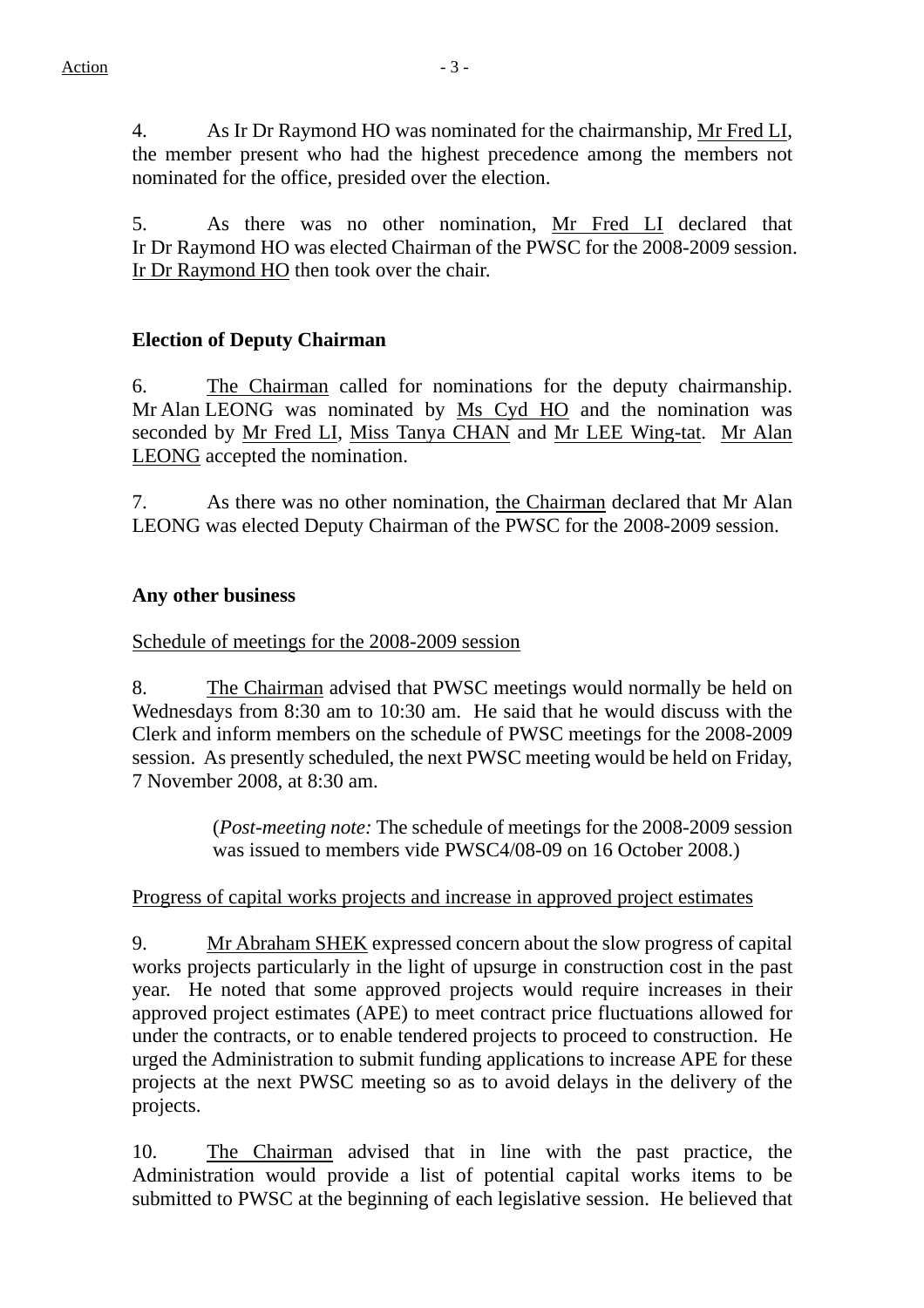4. As Ir Dr Raymond HO was nominated for the chairmanship, Mr Fred LI, the member present who had the highest precedence among the members not nominated for the office, presided over the election.

5. As there was no other nomination, Mr Fred LI declared that Ir Dr Raymond HO was elected Chairman of the PWSC for the 2008-2009 session. Ir Dr Raymond HO then took over the chair.

**Election of Deputy Chairman**

6. The Chairman called for nominations for the deputy chairmanship. Mr Alan LEONG was nominated by Ms Cyd HO and the nomination was seconded by Mr Fred LI, Miss Tanya CHAN and Mr LEE Wing-tat. Mr Alan LEONG accepted the nomination.

7. As there was no other nomination, the Chairman declared that Mr Alan LEONG was elected Deputy Chairman of the PWSC for the 2008-2009 session.

**Any other business**

Schedule of meetings for the 2008-2009 session

8. The Chairman advised that PWSC meetings would normally be held on Wednesdays from 8:30 am to 10:30 am. He said that he would discuss with the Clerk and inform members on the schedule of PWSC meetings for the 2008-2009 session. As presently scheduled, the next PWSC meeting would be held on Friday, 7 November 2008, at 8:30 am.

> (*Post-meeting note:* The schedule of meetings for the 2008-2009 session was issued to members vide PWSC4/08-09 on 16 October 2008.)

Progress of capital works projects and increase in approved project estimates

9. Mr Abraham SHEK expressed concern about the slow progress of capital works projects particularly in the light of upsurge in construction cost in the past year. He noted that some approved projects would require increases in their approved project estimates (APE) to meet contract price fluctuations allowed for under the contracts, or to enable tendered projects to proceed to construction. He urged the Administration to submit funding applications to increase APE for these projects at the next PWSC meeting so as to avoid delays in the delivery of the projects.

10. The Chairman advised that in line with the past practice, the Administration would provide a list of potential capital works items to be submitted to PWSC at the beginning of each legislative session. He believed that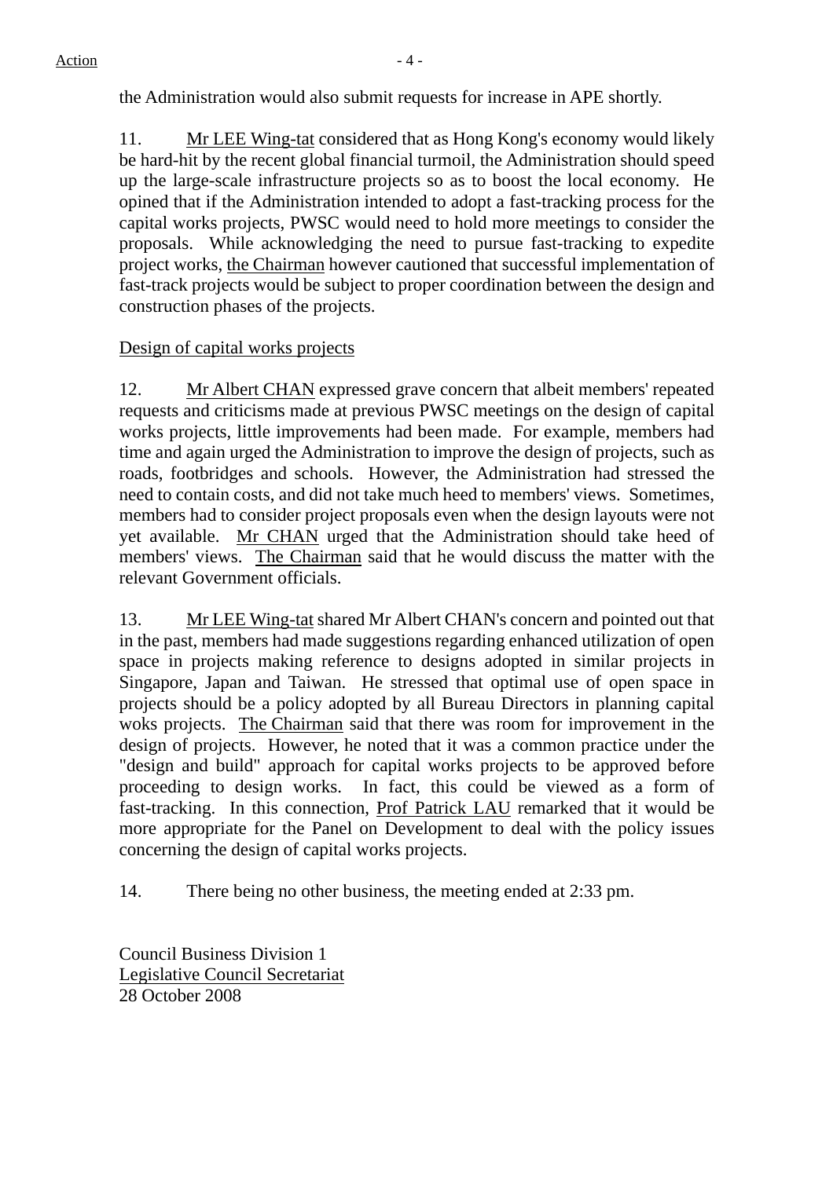the Administration would also submit requests for increase in APE shortly.

11. Mr LEE Wing-tat considered that as Hong Kong's economy would likely be hard-hit by the recent global financial turmoil, the Administration should speed up the large-scale infrastructure projects so as to boost the local economy. He opined that if the Administration intended to adopt a fast-tracking process for the capital works projects, PWSC would need to hold more meetings to consider the proposals. While acknowledging the need to pursue fast-tracking to expedite project works, the Chairman however cautioned that successful implementation of fast-track projects would be subject to proper coordination between the design and construction phases of the projects.

Design of capital works projects

12. Mr Albert CHAN expressed grave concern that albeit members' repeated requests and criticisms made at previous PWSC meetings on the design of capital works projects, little improvements had been made. For example, members had time and again urged the Administration to improve the design of projects, such as roads, footbridges and schools. However, the Administration had stressed the need to contain costs, and did not take much heed to members' views. Sometimes, members had to consider project proposals even when the design layouts were not yet available. Mr CHAN urged that the Administration should take heed of members' views. The Chairman said that he would discuss the matter with the relevant Government officials.

13. Mr LEE Wing-tat shared Mr Albert CHAN's concern and pointed out that in the past, members had made suggestions regarding enhanced utilization of open space in projects making reference to designs adopted in similar projects in Singapore, Japan and Taiwan. He stressed that optimal use of open space in projects should be a policy adopted by all Bureau Directors in planning capital woks projects. The Chairman said that there was room for improvement in the design of projects. However, he noted that it was a common practice under the "design and build" approach for capital works projects to be approved before proceeding to design works. In fact, this could be viewed as a form of fast-tracking. In this connection, Prof Patrick LAU remarked that it would be more appropriate for the Panel on Development to deal with the policy issues concerning the design of capital works projects.

14. There being no other business, the meeting ended at 2:33 pm.

Council Business Division 1
Legislative Council Secretariat
28 October 2008